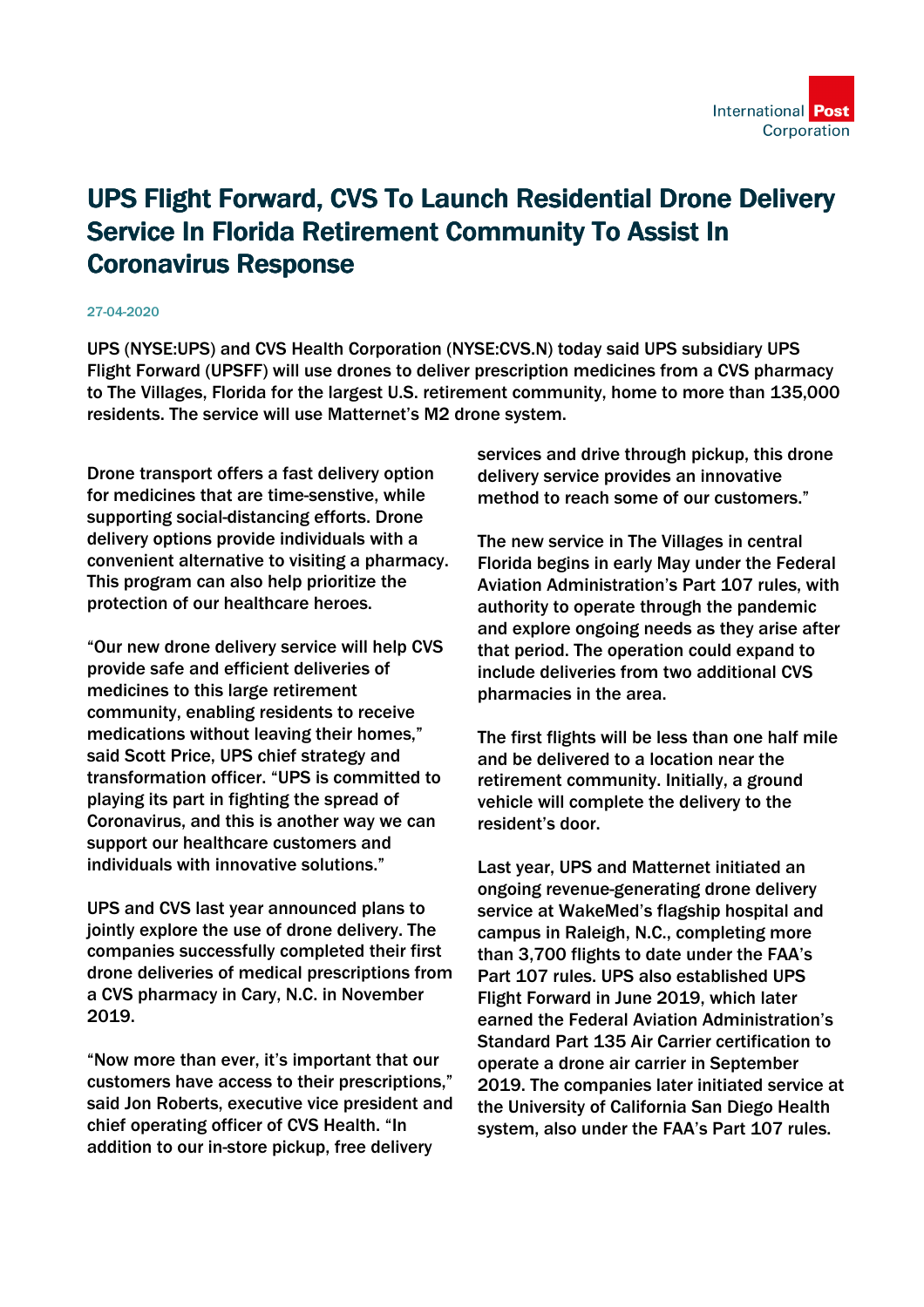# UPS Flight Forward, CVS To Launch Residential Drone Delivery Service In Florida Retirement Community To Assist In Coronavirus Response

27-04-2020

**UPS (NYSE:UPS) and CVS Health Corporation (NYSE:CVS.N) today said UPS subsidiary UPS Flight Forward (UPSFF) will use drones to deliver prescription medicines from a CVS pharmacy to The Villages, Florida for the largest U.S. retirement community, home to more than 135,000 residents. The service will use Matternet's M2 drone system.**

Drone transport offers a fast delivery option for medicines that are time-senstive, while supporting social-distancing efforts. Drone delivery options provide individuals with a convenient alternative to visiting a pharmacy. This program can also help prioritize the protection of our healthcare heroes.

"Our new drone delivery service will help CVS provide safe and efficient deliveries of medicines to this large retirement community, enabling residents to receive medications without leaving their homes," said Scott Price, UPS chief strategy and transformation officer. "UPS is committed to playing its part in fighting the spread of Coronavirus, and this is another way we can support our healthcare customers and individuals with innovative solutions."

UPS and CVS last year announced plans to jointly explore the use of drone delivery. The companies successfully completed their first drone deliveries of medical prescriptions from a CVS pharmacy in Cary, N.C. in November 2019.

"Now more than ever, it's important that our customers have access to their prescriptions," said Jon Roberts, executive vice president and chief operating officer of CVS Health. "In addition to our in-store pickup, free delivery services and drive through pickup, this drone delivery service provides an innovative method to reach some of our customers."

The new service in The Villages in central Florida begins in early May under the Federal Aviation Administration's Part 107 rules, with authority to operate through the pandemic and explore ongoing needs as they arise after that period. The operation could expand to include deliveries from two additional CVS pharmacies in the area.

The first flights will be less than one half mile and be delivered to a location near the retirement community. Initially, a ground vehicle will complete the delivery to the resident's door.

Last year, UPS and Matternet initiated an ongoing revenue-generating drone delivery service at WakeMed's flagship hospital and campus in Raleigh, N.C., completing more than 3,700 flights to date under the FAA's Part 107 rules. UPS also established UPS Flight Forward in June 2019, which later earned the Federal Aviation Administration's Standard Part 135 Air Carrier certification to operate a drone air carrier in September 2019. The companies later initiated service at the University of California San Diego Health system, also under the FAA's Part 107 rules.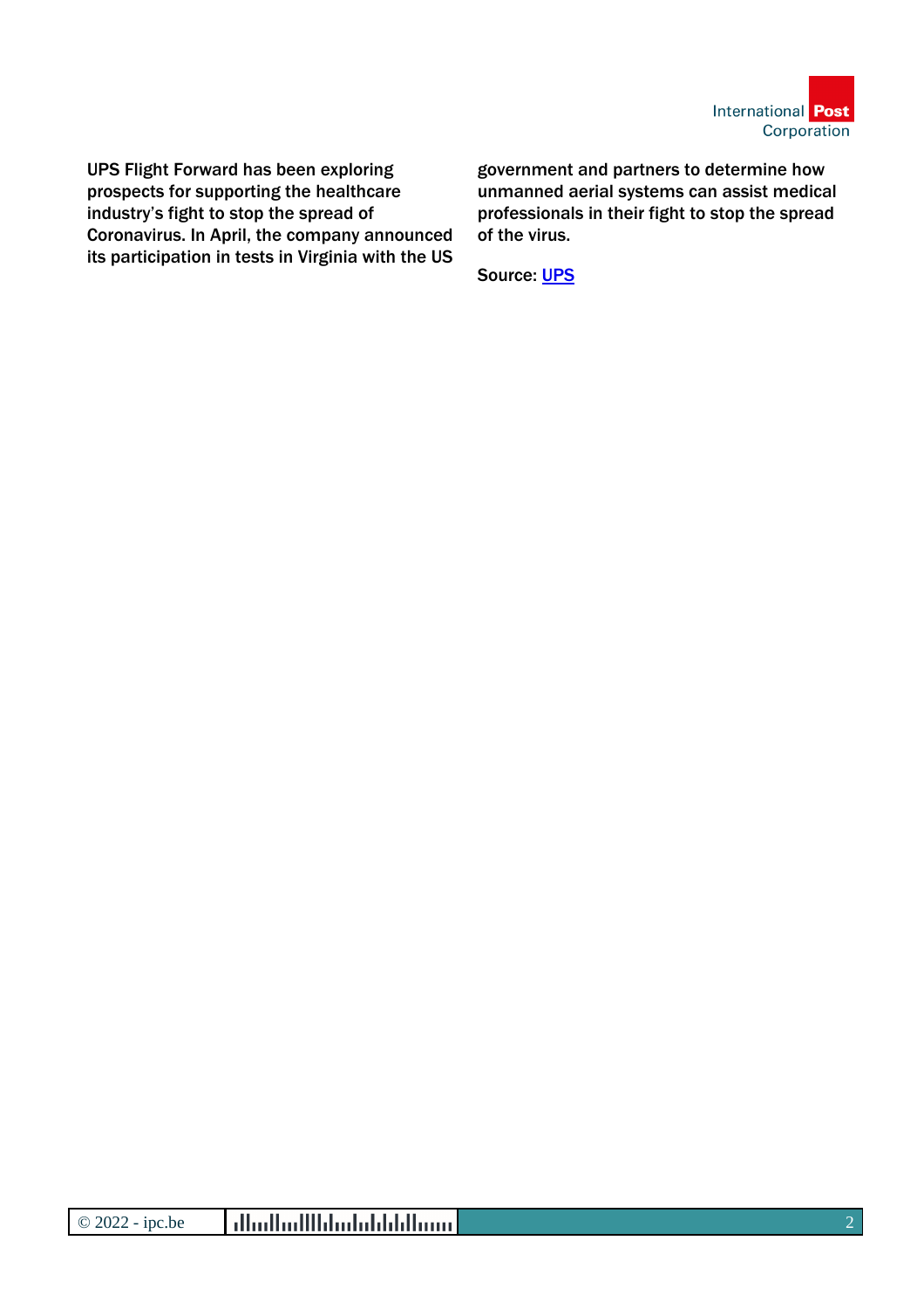UPS Flight Forward has been exploring prospects for supporting the healthcare industry's fight to stop the spread of Coronavirus. In April, the company announced its participation in tests in Virginia with the US government and partners to determine how unmanned aerial systems can assist medical professionals in their fight to stop the spread of the virus.

Source: UPS